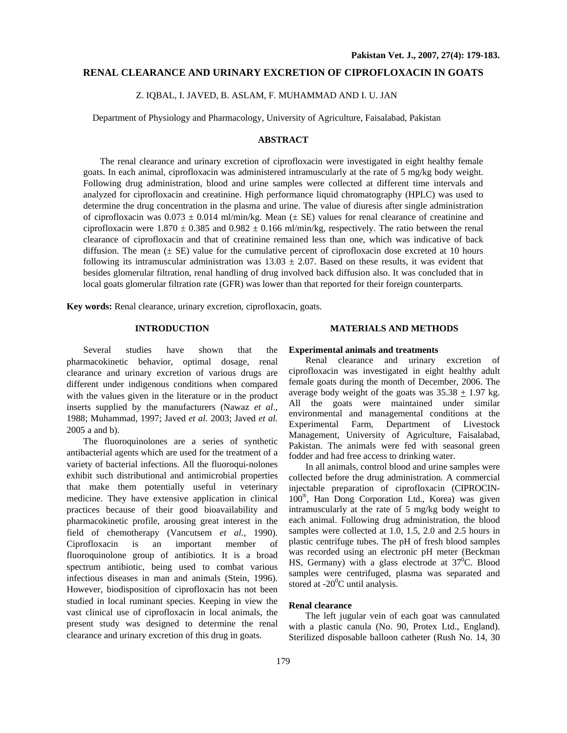# RENAL CLEARANCE AND URINARY EXCRETION OF CIPROFLOXACIN IN GOATS

Z. IQBAL, I. JAVED, B. ASLAM, F. MUHAMMAD AND I. U. JAN

Department of Physiology and Pharmacology, University of Agriculture, Faisalabad, Pakistan

## ABSTRACT

The renal clearance and urinary excretion of ciprofloxacin were investigated in eight healthy female goats. In each animal, ciprofloxacin was administered intramuscularly at the rate of 5 mg/kg body weight. Following drug administration, blood and urine samples were collected at different time intervals and analyzed for ciprofloxacin and creatinine. High performance liquid chromatography (HPLC) was used to determine the drug concentration in the plasma and urine. The value of diuresis after single administration of ciprofloxacin was $0.073 \pm 0.014$ ml/min/kg. Mean ($\pm$ SE) values for renal clearance of creatinine and ciprofloxacin were $1.870 \pm 0.385$ and $0.982 \pm 0.166$ ml/min/kg, respectively. The ratio between the renal clearance of ciprofloxacin and that of creatinine remained less than one, which was indicative of back diffusion. The mean ($\pm$ SE) value for the cumulative percent of ciprofloxacin dose excreted at 10 hours following its intramuscular administration was $13.03 \pm 2.07$. Based on these results, it was evident that besides glomerular filtration, renal handling of drug involved back diffusion also. It was concluded that in local goats glomerular filtration rate (GFR) was lower than that reported for their foreign counterparts.

**Key words:** Renal clearance, urinary excretion, ciprofloxacin, goats.

## INTRODUCTION

Several studies have shown that the pharmacokinetic behavior, optimal dosage, renal clearance and urinary excretion of various drugs are different under indigenous conditions when compared with the values given in the literature or in the product inserts supplied by the manufacturers (Nawaz *et al*., 1988; Muhammad, 1997; Javed *et al.* 2003; Javed *et al.* 2005 a and b).

The fluoroquinolones are a series of synthetic antibacterial agents which are used for the treatment of a variety of bacterial infections. All the fluoroqui-nolones exhibit such distributional and antimicrobial properties that make them potentially useful in veterinary medicine. They have extensive application in clinical practices because of their good bioavailability and pharmacokinetic profile, arousing great interest in the field of chemotherapy (Vancutsem *et al.,* 1990). Ciprofloxacin is an important member of fluoroquinolone group of antibiotics. It is a broad spectrum antibiotic, being used to combat various infectious diseases in man and animals (Stein, 1996). However, biodisposition of ciprofloxacin has not been studied in local ruminant species. Keeping in view the vast clinical use of ciprofloxacin in local animals, the present study was designed to determine the renal clearance and urinary excretion of this drug in goats.

## MATERIALS AND METHODS

### Experimental animals and treatments

Renal clearance and urinary excretion of ciprofloxacin was investigated in eight healthy adult female goats during the month of December, 2006. The average body weight of the goats was $35.38 \pm 1.97$ kg. All the goats were maintained under similar environmental and managemental conditions at the Experimental Farm, Department of Livestock Management, University of Agriculture, Faisalabad, Pakistan. The animals were fed with seasonal green fodder and had free access to drinking water.

In all animals, control blood and urine samples were collected before the drug administration. A commercial injectable preparation of ciprofloxacin (CIPROCIN-100®, Han Dong Corporation Ltd., Korea) was given intramuscularly at the rate of 5 mg/kg body weight to each animal. Following drug administration, the blood samples were collected at 1.0, 1.5, 2.0 and 2.5 hours in plastic centrifuge tubes. The pH of fresh blood samples was recorded using an electronic pH meter (Beckman HS, Germany) with a glass electrode at $37^0$C. Blood samples were centrifuged, plasma was separated and stored at $-20^0$C until analysis.

### Renal clearance

The left jugular vein of each goat was cannulated with a plastic canula (No. 90, Protex Ltd., England). Sterilized disposable balloon catheter (Rush No. 14, 30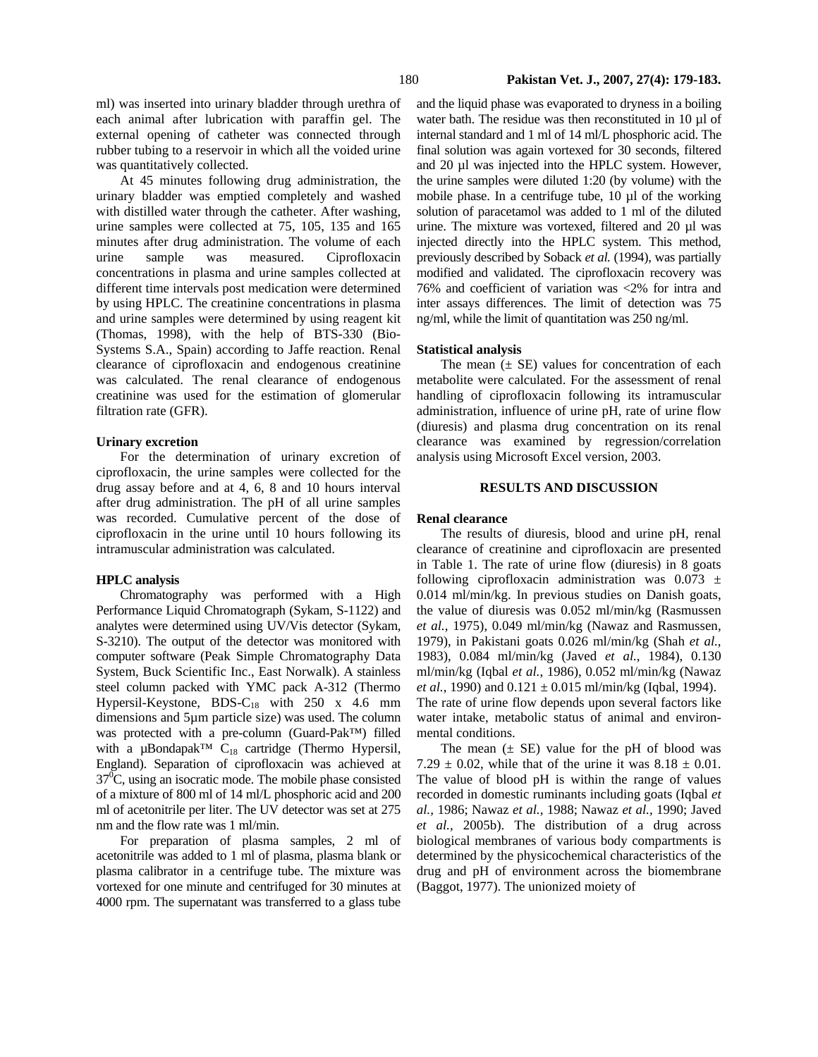ml) was inserted into urinary bladder through urethra of each animal after lubrication with paraffin gel. The external opening of catheter was connected through rubber tubing to a reservoir in which all the voided urine was quantitatively collected.

At 45 minutes following drug administration, the urinary bladder was emptied completely and washed with distilled water through the catheter. After washing, urine samples were collected at 75, 105, 135 and 165 minutes after drug administration. The volume of each urine sample was measured. Ciprofloxacin concentrations in plasma and urine samples collected at different time intervals post medication were determined by using HPLC. The creatinine concentrations in plasma and urine samples were determined by using reagent kit (Thomas, 1998), with the help of BTS-330 (Bio-Systems S.A., Spain) according to Jaffe reaction. Renal clearance of ciprofloxacin and endogenous creatinine was calculated. The renal clearance of endogenous creatinine was used for the estimation of glomerular filtration rate (GFR).

**Urinary excretion**

For the determination of urinary excretion of ciprofloxacin, the urine samples were collected for the drug assay before and at 4, 6, 8 and 10 hours interval after drug administration. The pH of all urine samples was recorded. Cumulative percent of the dose of ciprofloxacin in the urine until 10 hours following its intramuscular administration was calculated.

**HPLC analysis**

Chromatography was performed with a High Performance Liquid Chromatograph (Sykam, S-1122) and analytes were determined using UV/Vis detector (Sykam, S-3210). The output of the detector was monitored with computer software (Peak Simple Chromatography Data System, Buck Scientific Inc., East Norwalk). A stainless steel column packed with YMC pack A-312 (Thermo Hypersil-Keystone, BDS-$C_{18}$ with 250 x 4.6 mm dimensions and 5µm particle size) was used. The column was protected with a pre-column (Guard-Pak™) filled with a µBondapak™ $C_{18}$ cartridge (Thermo Hypersil, England). Separation of ciprofloxacin was achieved at $37^0$C, using an isocratic mode. The mobile phase consisted of a mixture of 800 ml of 14 ml/L phosphoric acid and 200 ml of acetonitrile per liter. The UV detector was set at 275 nm and the flow rate was 1 ml/min.

For preparation of plasma samples, 2 ml of acetonitrile was added to 1 ml of plasma, plasma blank or plasma calibrator in a centrifuge tube. The mixture was vortexed for one minute and centrifuged for 30 minutes at 4000 rpm. The supernatant was transferred to a glass tube and the liquid phase was evaporated to dryness in a boiling water bath. The residue was then reconstituted in 10 µl of internal standard and 1 ml of 14 ml/L phosphoric acid. The final solution was again vortexed for 30 seconds, filtered and 20 µl was injected into the HPLC system. However, the urine samples were diluted 1:20 (by volume) with the mobile phase. In a centrifuge tube, 10 µl of the working solution of paracetamol was added to 1 ml of the diluted urine. The mixture was vortexed, filtered and 20 µl was injected directly into the HPLC system. This method, previously described by Soback *et al.* (1994), was partially modified and validated. The ciprofloxacin recovery was 76% and coefficient of variation was <2% for intra and inter assays differences. The limit of detection was 75 ng/ml, while the limit of quantitation was 250 ng/ml.

**Statistical analysis**

The mean (± SE) values for concentration of each metabolite were calculated. For the assessment of renal handling of ciprofloxacin following its intramuscular administration, influence of urine pH, rate of urine flow (diuresis) and plasma drug concentration on its renal clearance was examined by regression/correlation analysis using Microsoft Excel version, 2003.

## RESULTS AND DISCUSSION

**Renal clearance**

The results of diuresis, blood and urine pH, renal clearance of creatinine and ciprofloxacin are presented in Table 1. The rate of urine flow (diuresis) in 8 goats following ciprofloxacin administration was 0.073 ± 0.014 ml/min/kg. In previous studies on Danish goats, the value of diuresis was 0.052 ml/min/kg (Rasmussen *et al.,* 1975), 0.049 ml/min/kg (Nawaz and Rasmussen, 1979), in Pakistani goats 0.026 ml/min/kg (Shah *et al.,* 1983), 0.084 ml/min/kg (Javed *et al.,* 1984), 0.130 ml/min/kg (Iqbal *et al.,* 1986), 0.052 ml/min/kg (Nawaz *et al.,* 1990) and 0.121 ± 0.015 ml/min/kg (Iqbal, 1994). The rate of urine flow depends upon several factors like water intake, metabolic status of animal and environmental conditions.

The mean (± SE) value for the pH of blood was 7.29 ± 0.02, while that of the urine it was 8.18 ± 0.01. The value of blood pH is within the range of values recorded in domestic ruminants including goats (Iqbal *et al.,* 1986; Nawaz *et al.,* 1988; Nawaz *et al.,* 1990; Javed *et al.,* 2005b). The distribution of a drug across biological membranes of various body compartments is determined by the physicochemical characteristics of the drug and pH of environment across the biomembrane (Baggot, 1977). The unionized moiety of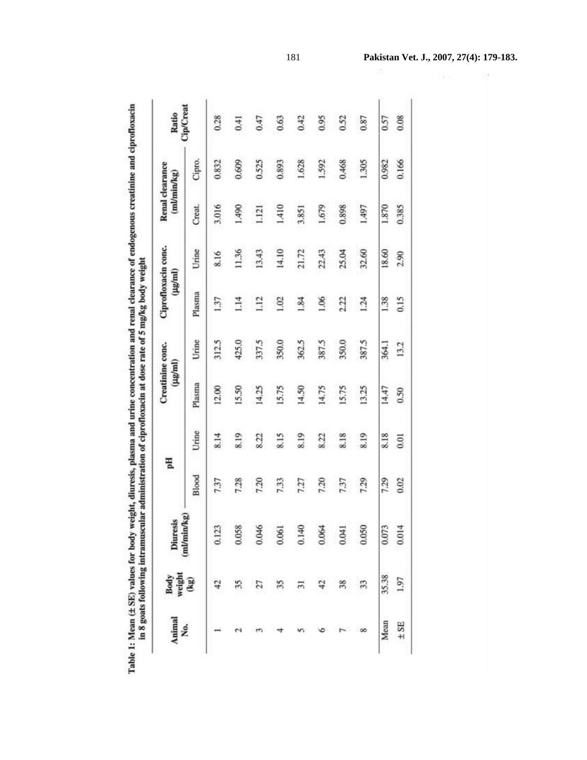Table 1: Mean (± SE) values for body weight, diuresis, plasma and urine concentration and renal clearance of endogenous creatinine and ciprofloxacin in 8 goats following intramuscular administration of ciprofloxacin at dose rate of 5 mg/kg body weight

| Animal No. | Body weight (kg) | Diuresis (ml/min/kg) | pH | | Creatinine conc. (μg/ml) | | Ciprofloxacin conc. (μg/ml) | | Renal clearance (ml/min/kg) | | Ratio Cip/Creat |
|---|---|---|---|---|---|---|---|---|---|---|---|
| | | | Blood | Urine | Plasma | Urine | Plasma | Urine | Creat. | Cipro. | |
| 1 | 42 | 0.123 | 7.37 | 8.14 | 12.00 | 312.5 | 1.37 | 8.16 | 3.016 | 0.832 | 0.28 |
| 2 | 35 | 0.058 | 7.28 | 8.19 | 15.50 | 425.0 | 1.14 | 11.36 | 1.490 | 0.609 | 0.41 |
| 3 | 27 | 0.046 | 7.20 | 8.22 | 14.25 | 337.5 | 1.12 | 13.43 | 1.121 | 0.525 | 0.47 |
| 4 | 35 | 0.061 | 7.33 | 8.15 | 15.75 | 350.0 | 1.02 | 14.10 | 1.410 | 0.893 | 0.63 |
| 5 | 31 | 0.140 | 7.27 | 8.19 | 14.50 | 362.5 | 1.84 | 21.72 | 3.851 | 1.628 | 0.42 |
| 6 | 42 | 0.064 | 7.20 | 8.22 | 14.75 | 387.5 | 1.06 | 22.43 | 1.679 | 1.592 | 0.95 |
| 7 | 38 | 0.041 | 7.37 | 8.18 | 15.75 | 350.0 | 2.22 | 25.04 | 0.898 | 0.468 | 0.52 |
| 8 | 33 | 0.050 | 7.29 | 8.19 | 13.25 | 387.5 | 1.24 | 32.60 | 1.497 | 1.305 | 0.87 |
| Mean | 35.38 | 0.073 | 7.29 | 8.18 | 14.47 | 364.1 | 1.38 | 18.60 | 1.870 | 0.982 | 0.57 |
| ± SE | 1.97 | 0.014 | 0.02 | 0.01 | 0.50 | 13.2 | 0.15 | 2.90 | 0.385 | 0.166 | 0.08 |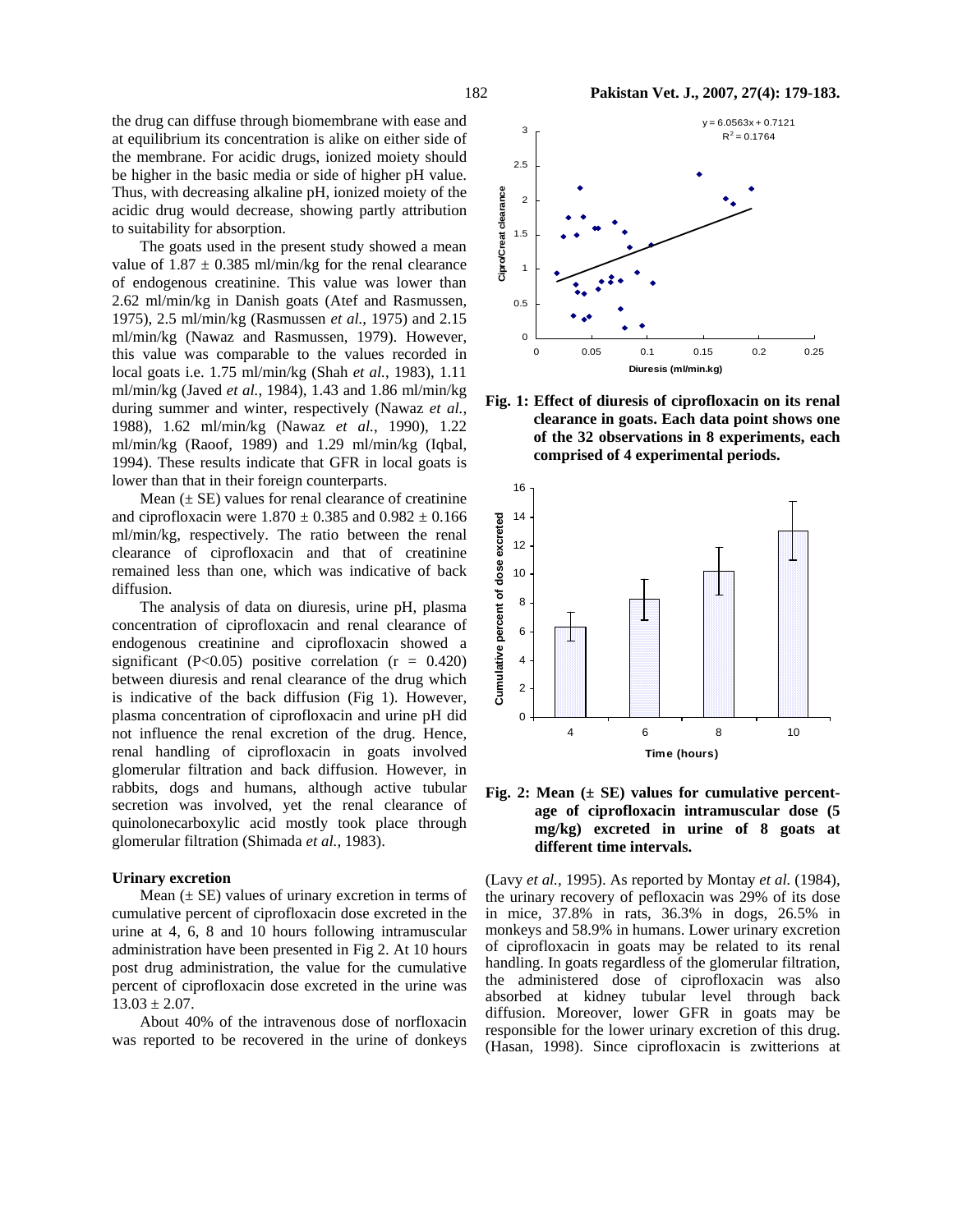the drug can diffuse through biomembrane with ease and at equilibrium its concentration is alike on either side of the membrane. For acidic drugs, ionized moiety should be higher in the basic media or side of higher pH value. Thus, with decreasing alkaline pH, ionized moiety of the acidic drug would decrease, showing partly attribution to suitability for absorption.

The goats used in the present study showed a mean value of $1.87 \pm 0.385$ ml/min/kg for the renal clearance of endogenous creatinine. This value was lower than 2.62 ml/min/kg in Danish goats (Atef and Rasmussen, 1975), 2.5 ml/min/kg (Rasmussen *et al.*, 1975) and 2.15 ml/min/kg (Nawaz and Rasmussen, 1979). However, this value was comparable to the values recorded in local goats i.e. 1.75 ml/min/kg (Shah *et al.*, 1983), 1.11 ml/min/kg (Javed *et al.*, 1984), 1.43 and 1.86 ml/min/kg during summer and winter, respectively (Nawaz *et al.*, 1988), 1.62 ml/min/kg (Nawaz *et al.*, 1990), 1.22 ml/min/kg (Raoof, 1989) and 1.29 ml/min/kg (Iqbal, 1994). These results indicate that GFR in local goats is lower than that in their foreign counterparts.

Mean ($\pm$ SE) values for renal clearance of creatinine and ciprofloxacin were $1.870 \pm 0.385$ and $0.982 \pm 0.166$ ml/min/kg, respectively. The ratio between the renal clearance of ciprofloxacin and that of creatinine remained less than one, which was indicative of back diffusion.

The analysis of data on diuresis, urine pH, plasma concentration of ciprofloxacin and renal clearance of endogenous creatinine and ciprofloxacin showed a significant ($P<0.05$) positive correlation ($r = 0.420$) between diuresis and renal clearance of the drug which is indicative of the back diffusion (Fig 1). However, plasma concentration of ciprofloxacin and urine pH did not influence the renal excretion of the drug. Hence, renal handling of ciprofloxacin in goats involved glomerular filtration and back diffusion. However, in rabbits, dogs and humans, although active tubular secretion was involved, yet the renal clearance of quinolonecarboxylic acid mostly took place through glomerular filtration (Shimada *et al.,* 1983).

### Urinary excretion

Mean ($\pm$ SE) values of urinary excretion in terms of cumulative percent of ciprofloxacin dose excreted in the urine at 4, 6, 8 and 10 hours following intramuscular administration have been presented in Fig 2. At 10 hours post drug administration, the value for the cumulative percent of ciprofloxacin dose excreted in the urine was $13.03 \pm 2.07$.

About 40% of the intravenous dose of norfloxacin was reported to be recovered in the urine of donkeys (Lavy *et al.,* 1995). As reported by Montay *et al.* (1984), the urinary recovery of pefloxacin was 29% of its dose in mice, 37.8% in rats, 36.3% in dogs, 26.5% in monkeys and 58.9% in humans. Lower urinary excretion of ciprofloxacin in goats may be related to its renal handling. In goats regardless of the glomerular filtration, the administered dose of ciprofloxacin was also absorbed at kidney tubular level through back diffusion. Moreover, lower GFR in goats may be responsible for the lower urinary excretion of this drug. (Hasan, 1998). Since ciprofloxacin is zwitterions at

**Fig. 1: Effect of diuresis of ciprofloxacin on its renal clearance in goats. Each data point shows one of the 32 observations in 8 experiments, each comprised of 4 experimental periods.**

**Fig. 2: Mean ($\pm$ SE) values for cumulative percentage of ciprofloxacin intramuscular dose (5 mg/kg) excreted in urine of 8 goats at different time intervals.**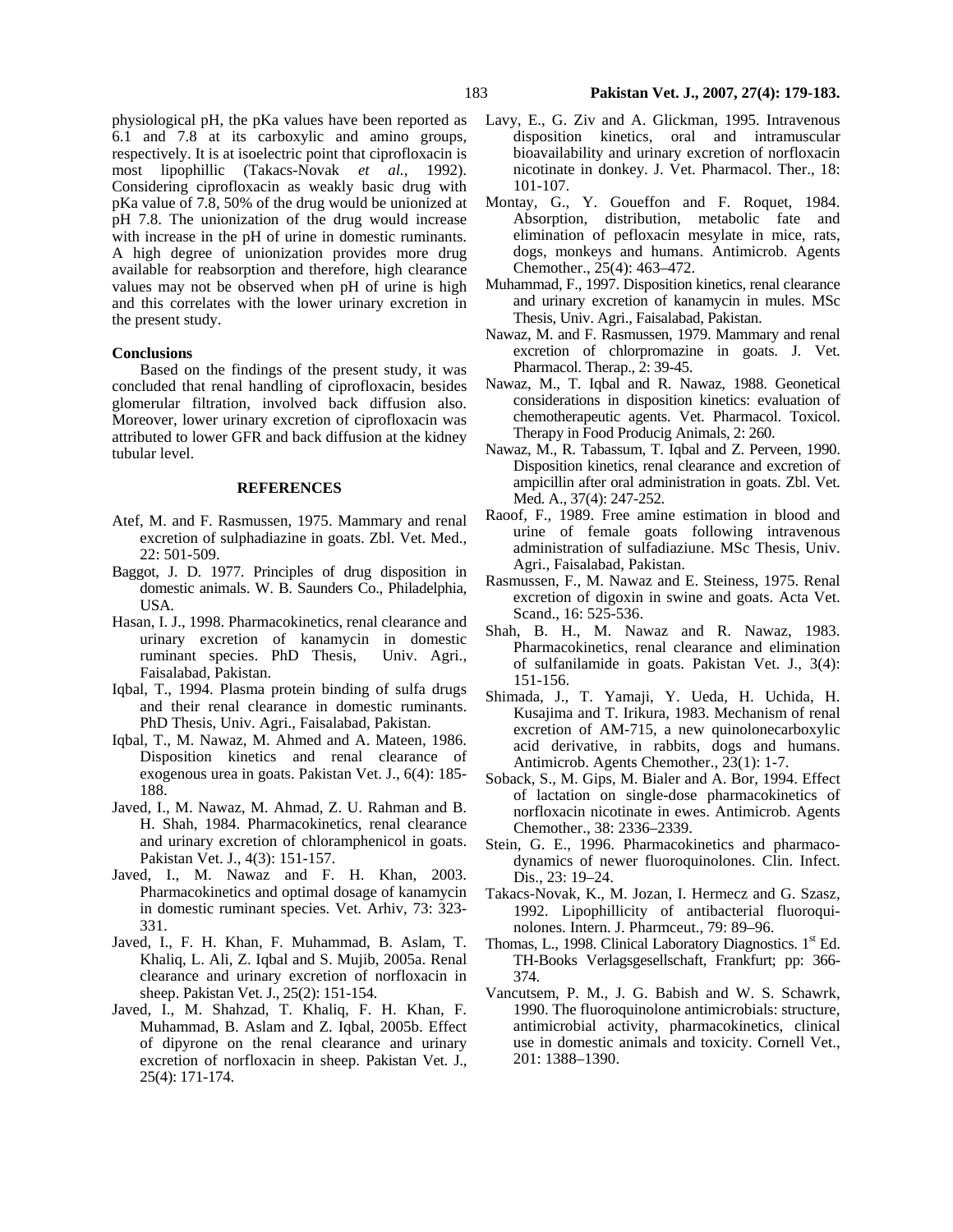physiological pH, the pKa values have been reported as 6.1 and 7.8 at its carboxylic and amino groups, respectively. It is at isoelectric point that ciprofloxacin is most lipophillic (Takacs-Novak *et al.,* 1992). Considering ciprofloxacin as weakly basic drug with pKa value of 7.8, 50% of the drug would be unionized at pH 7.8. The unionization of the drug would increase with increase in the pH of urine in domestic ruminants. A high degree of unionization provides more drug available for reabsorption and therefore, high clearance values may not be observed when pH of urine is high and this correlates with the lower urinary excretion in the present study.

**Conclusions**

Based on the findings of the present study, it was concluded that renal handling of ciprofloxacin, besides glomerular filtration, involved back diffusion also. Moreover, lower urinary excretion of ciprofloxacin was attributed to lower GFR and back diffusion at the kidney tubular level.

## REFERENCES

Atef, M. and F. Rasmussen, 1975. Mammary and renal excretion of sulphadiazine in goats. Zbl. Vet. Med., 22: 501-509.

Baggot, J. D. 1977. Principles of drug disposition in domestic animals. W. B. Saunders Co., Philadelphia, USA.

Hasan, I. J., 1998. Pharmacokinetics, renal clearance and urinary excretion of kanamycin in domestic ruminant species. PhD Thesis, Univ. Agri., Faisalabad, Pakistan.

Iqbal, T., 1994. Plasma protein binding of sulfa drugs and their renal clearance in domestic ruminants. PhD Thesis, Univ. Agri., Faisalabad, Pakistan.

Iqbal, T., M. Nawaz, M. Ahmed and A. Mateen, 1986. Disposition kinetics and renal clearance of exogenous urea in goats. Pakistan Vet. J., 6(4): 185-188.

Javed, I., M. Nawaz, M. Ahmad, Z. U. Rahman and B. H. Shah, 1984. Pharmacokinetics, renal clearance and urinary excretion of chloramphenicol in goats. Pakistan Vet. J., 4(3): 151-157.

Javed, I., M. Nawaz and F. H. Khan, 2003. Pharmacokinetics and optimal dosage of kanamycin in domestic ruminant species. Vet. Arhiv, 73: 323-331.

Javed, I., F. H. Khan, F. Muhammad, B. Aslam, T. Khaliq, L. Ali, Z. Iqbal and S. Mujib, 2005a. Renal clearance and urinary excretion of norfloxacin in sheep. Pakistan Vet. J., 25(2): 151-154.

Javed, I., M. Shahzad, T. Khaliq, F. H. Khan, F. Muhammad, B. Aslam and Z. Iqbal, 2005b. Effect of dipyrone on the renal clearance and urinary excretion of norfloxacin in sheep. Pakistan Vet. J., 25(4): 171-174.

Lavy, E., G. Ziv and A. Glickman, 1995. Intravenous disposition kinetics, oral and intramuscular bioavailability and urinary excretion of norfloxacin nicotinate in donkey. J. Vet. Pharmacol. Ther., 18: 101-107.

Montay, G., Y. Goueffon and F. Roquet, 1984. Absorption, distribution, metabolic fate and elimination of pefloxacin mesylate in mice, rats, dogs, monkeys and humans. Antimicrob. Agents Chemother., 25(4): 463–472.

Muhammad, F., 1997. Disposition kinetics, renal clearance and urinary excretion of kanamycin in mules. MSc Thesis, Univ. Agri., Faisalabad, Pakistan.

Nawaz, M. and F. Rasmussen, 1979. Mammary and renal excretion of chlorpromazine in goats. J. Vet. Pharmacol. Therap., 2: 39-45.

Nawaz, M., T. Iqbal and R. Nawaz, 1988. Geonetical considerations in disposition kinetics: evaluation of chemotherapeutic agents. Vet. Pharmacol. Toxicol. Therapy in Food Producig Animals, 2: 260.

Nawaz, M., R. Tabassum, T. Iqbal and Z. Perveen, 1990. Disposition kinetics, renal clearance and excretion of ampicillin after oral administration in goats. Zbl. Vet. Med. A., 37(4): 247-252.

Raoof, F., 1989. Free amine estimation in blood and urine of female goats following intravenous administration of sulfadiaziune. MSc Thesis, Univ. Agri., Faisalabad, Pakistan.

Rasmussen, F., M. Nawaz and E. Steiness, 1975. Renal excretion of digoxin in swine and goats. Acta Vet. Scand., 16: 525-536.

Shah, B. H., M. Nawaz and R. Nawaz, 1983. Pharmacokinetics, renal clearance and elimination of sulfanilamide in goats. Pakistan Vet. J., 3(4): 151-156.

Shimada, J., T. Yamaji, Y. Ueda, H. Uchida, H. Kusajima and T. Irikura, 1983. Mechanism of renal excretion of AM-715, a new quinolonecarboxylic acid derivative, in rabbits, dogs and humans. Antimicrob. Agents Chemother., 23(1): 1-7.

Soback, S., M. Gips, M. Bialer and A. Bor, 1994. Effect of lactation on single-dose pharmacokinetics of norfloxacin nicotinate in ewes. Antimicrob. Agents Chemother., 38: 2336–2339.

Stein, G. E., 1996. Pharmacokinetics and pharmacodynamics of newer fluoroquinolones. Clin. Infect. Dis., 23: 19–24.

Takacs-Novak, K., M. Jozan, I. Hermecz and G. Szasz, 1992. Lipophillicity of antibacterial fluoroquinolones. Intern. J. Pharmceut., 79: 89–96.

Thomas, L., 1998. Clinical Laboratory Diagnostics. 1st Ed. TH-Books Verlagsgesellschaft, Frankfurt; pp: 366-374.

Vancutsem, P. M., J. G. Babish and W. S. Schawrk, 1990. The fluoroquinolone antimicrobials: structure, antimicrobial activity, pharmacokinetics, clinical use in domestic animals and toxicity. Cornell Vet., 201: 1388–1390.